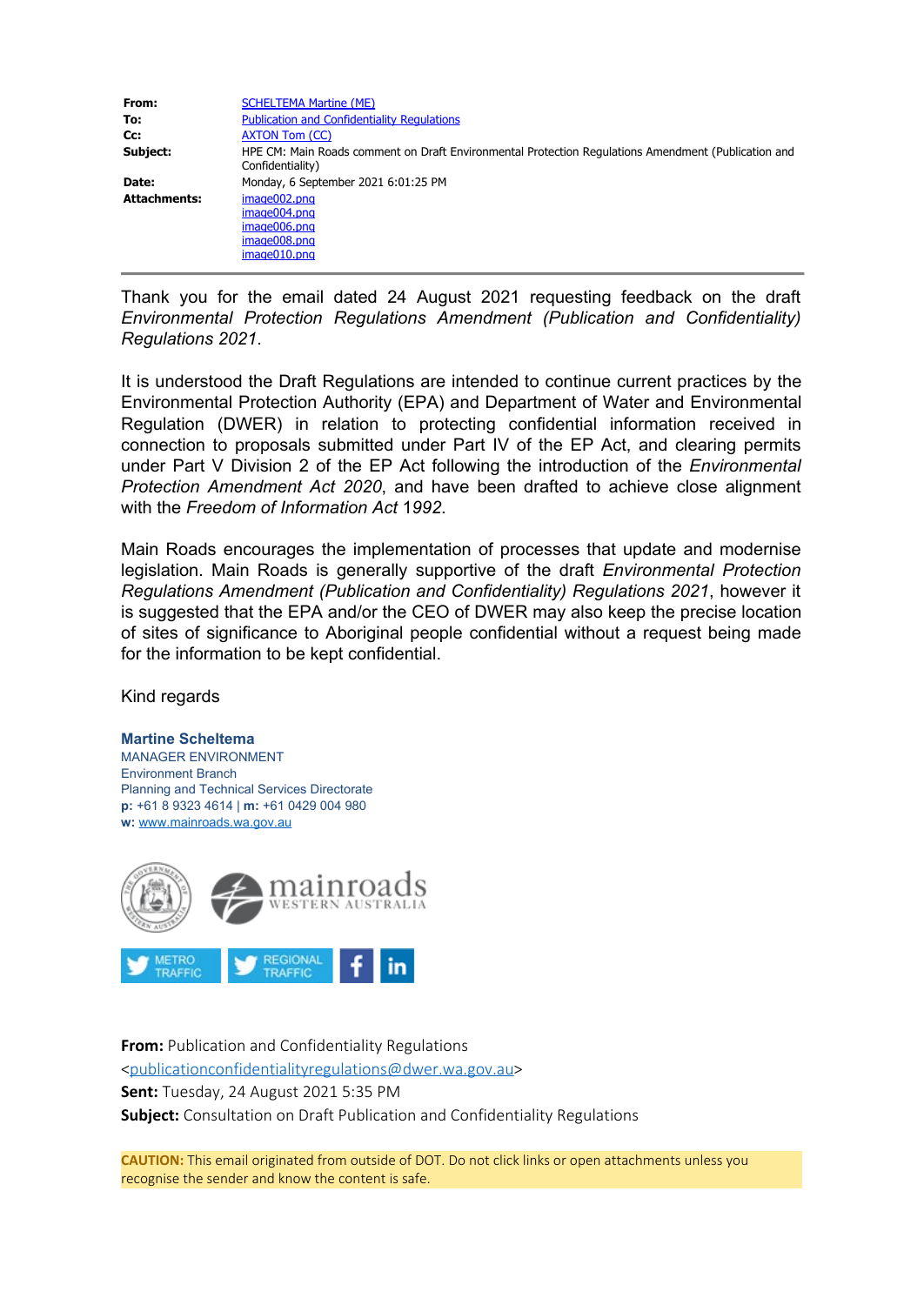| | |
|---|---|
| **From:** | SCHELTEMA Martine (ME) |
| **To:** | Publication and Confidentiality Regulations |
| **Cc:** | AXTON Tom (CC) |
| **Subject:** | HPE CM: Main Roads comment on Draft Environmental Protection Regulations Amendment (Publication and Confidentiality) |
| **Date:** | Monday, 6 September 2021 6:01:25 PM |
| **Attachments:** | image002.png<br>image004.png<br>image006.png<br>image008.png<br>image010.png |

---

Thank you for the email dated 24 August 2021 requesting feedback on the draft *Environmental Protection Regulations Amendment (Publication and Confidentiality) Regulations 2021*.

It is understood the Draft Regulations are intended to continue current practices by the Environmental Protection Authority (EPA) and Department of Water and Environmental Regulation (DWER) in relation to protecting confidential information received in connection to proposals submitted under Part IV of the EP Act, and clearing permits under Part V Division 2 of the EP Act following the introduction of the *Environmental Protection Amendment Act 2020*, and have been drafted to achieve close alignment with the *Freedom of Information Act* 1992.

Main Roads encourages the implementation of processes that update and modernise legislation. Main Roads is generally supportive of the draft *Environmental Protection Regulations Amendment (Publication and Confidentiality) Regulations 2021*, however it is suggested that the EPA and/or the CEO of DWER may also keep the precise location of sites of significance to Aboriginal people confidential without a request being made for the information to be kept confidential.

Kind regards

**Martine Scheltema**
MANAGER ENVIRONMENT
Environment Branch
Planning and Technical Services Directorate
**p:** +61 8 9323 4614 | **m:** +61 0429 004 980
**w:** www.mainroads.wa.gov.au

mainroads WESTERN AUSTRALIA

METRO TRAFFIC | REGIONAL TRAFFIC

**From:** Publication and Confidentiality Regulations
<publicationconfidentialityregulations@dwer.wa.gov.au>
**Sent:** Tuesday, 24 August 2021 5:35 PM
**Subject:** Consultation on Draft Publication and Confidentiality Regulations

**CAUTION:** This email originated from outside of DOT. Do not click links or open attachments unless you recognise the sender and know the content is safe.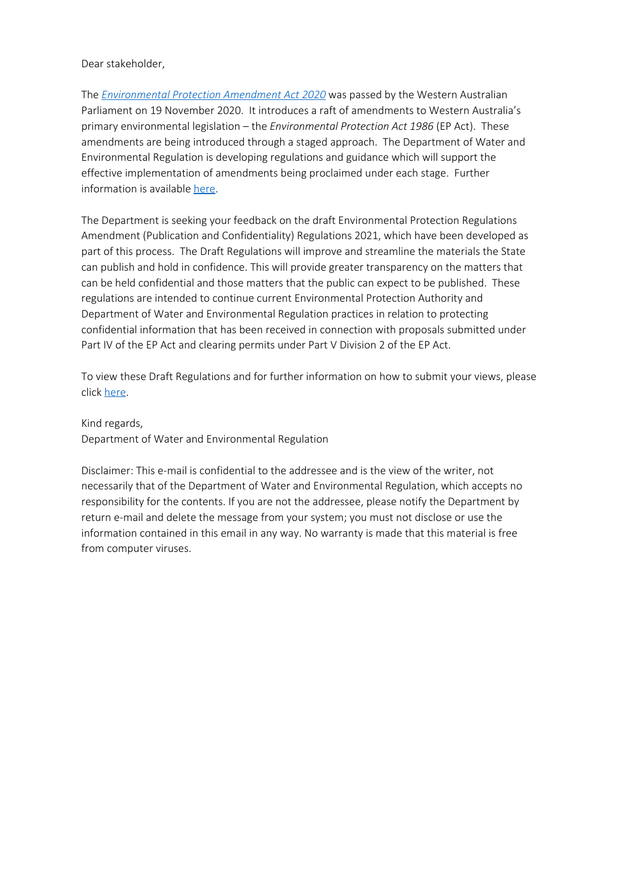Dear stakeholder,

The *Environmental Protection Amendment Act 2020* was passed by the Western Australian Parliament on 19 November 2020. It introduces a raft of amendments to Western Australia's primary environmental legislation – the *Environmental Protection Act 1986* (EP Act). These amendments are being introduced through a staged approach. The Department of Water and Environmental Regulation is developing regulations and guidance which will support the effective implementation of amendments being proclaimed under each stage. Further information is available here.

The Department is seeking your feedback on the draft Environmental Protection Regulations Amendment (Publication and Confidentiality) Regulations 2021, which have been developed as part of this process. The Draft Regulations will improve and streamline the materials the State can publish and hold in confidence. This will provide greater transparency on the matters that can be held confidential and those matters that the public can expect to be published. These regulations are intended to continue current Environmental Protection Authority and Department of Water and Environmental Regulation practices in relation to protecting confidential information that has been received in connection with proposals submitted under Part IV of the EP Act and clearing permits under Part V Division 2 of the EP Act.

To view these Draft Regulations and for further information on how to submit your views, please click here.

Kind regards,
Department of Water and Environmental Regulation

Disclaimer: This e-mail is confidential to the addressee and is the view of the writer, not necessarily that of the Department of Water and Environmental Regulation, which accepts no responsibility for the contents. If you are not the addressee, please notify the Department by return e-mail and delete the message from your system; you must not disclose or use the information contained in this email in any way. No warranty is made that this material is free from computer viruses.